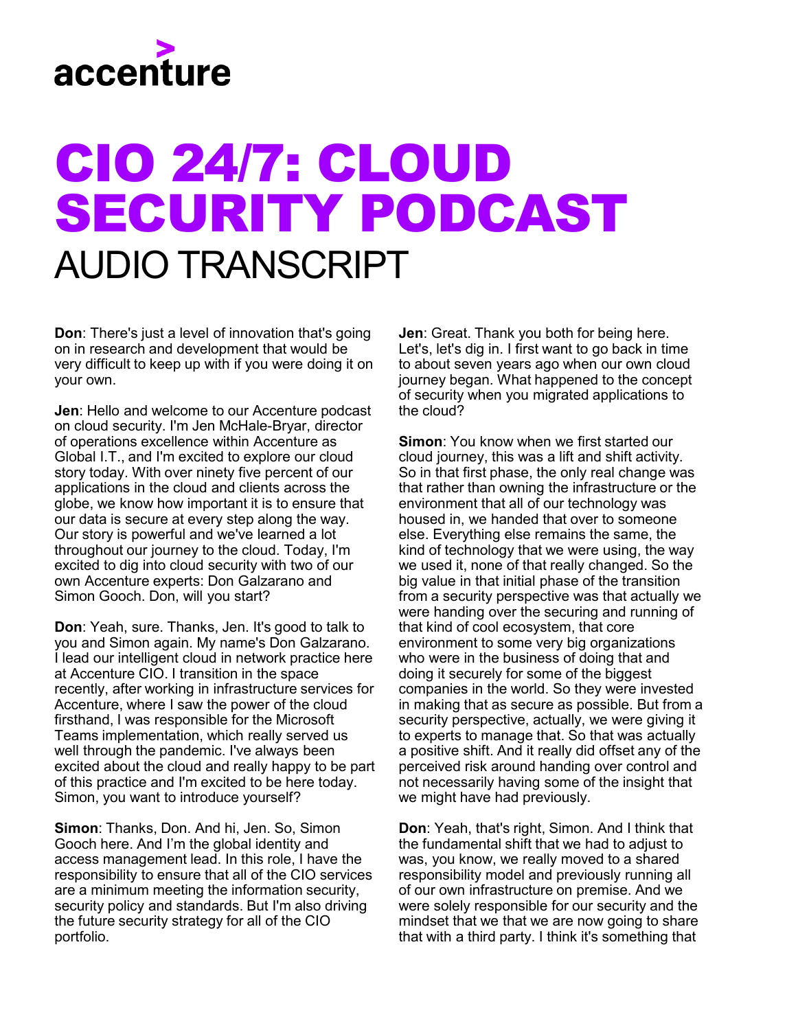accenture

# CIO 24/7: CLOUD SECURITY PODCAST

## AUDIO TRANSCRIPT

**Don**: There's just a level of innovation that's going on in research and development that would be very difficult to keep up with if you were doing it on your own.

**Jen**: Hello and welcome to our Accenture podcast on cloud security. I'm Jen McHale-Bryar, director of operations excellence within Accenture as Global I.T., and I'm excited to explore our cloud story today. With over ninety five percent of our applications in the cloud and clients across the globe, we know how important it is to ensure that our data is secure at every step along the way. Our story is powerful and we've learned a lot throughout our journey to the cloud. Today, I'm excited to dig into cloud security with two of our own Accenture experts: Don Galzarano and Simon Gooch. Don, will you start?

**Don**: Yeah, sure. Thanks, Jen. It's good to talk to you and Simon again. My name's Don Galzarano. I lead our intelligent cloud in network practice here at Accenture CIO. I transition in the space recently, after working in infrastructure services for Accenture, where I saw the power of the cloud firsthand, I was responsible for the Microsoft Teams implementation, which really served us well through the pandemic. I've always been excited about the cloud and really happy to be part of this practice and I'm excited to be here today. Simon, you want to introduce yourself?

**Simon**: Thanks, Don. And hi, Jen. So, Simon Gooch here. And I'm the global identity and access management lead. In this role, I have the responsibility to ensure that all of the CIO services are a minimum meeting the information security, security policy and standards. But I'm also driving the future security strategy for all of the CIO portfolio.

**Jen**: Great. Thank you both for being here. Let's, let's dig in. I first want to go back in time to about seven years ago when our own cloud journey began. What happened to the concept of security when you migrated applications to the cloud?

**Simon**: You know when we first started our cloud journey, this was a lift and shift activity. So in that first phase, the only real change was that rather than owning the infrastructure or the environment that all of our technology was housed in, we handed that over to someone else. Everything else remains the same, the kind of technology that we were using, the way we used it, none of that really changed. So the big value in that initial phase of the transition from a security perspective was that actually we were handing over the securing and running of that kind of cool ecosystem, that core environment to some very big organizations who were in the business of doing that and doing it securely for some of the biggest companies in the world. So they were invested in making that as secure as possible. But from a security perspective, actually, we were giving it to experts to manage that. So that was actually a positive shift. And it really did offset any of the perceived risk around handing over control and not necessarily having some of the insight that we might have had previously.

**Don**: Yeah, that's right, Simon. And I think that the fundamental shift that we had to adjust to was, you know, we really moved to a shared responsibility model and previously running all of our own infrastructure on premise. And we were solely responsible for our security and the mindset that we that we are now going to share that with a third party. I think it's something that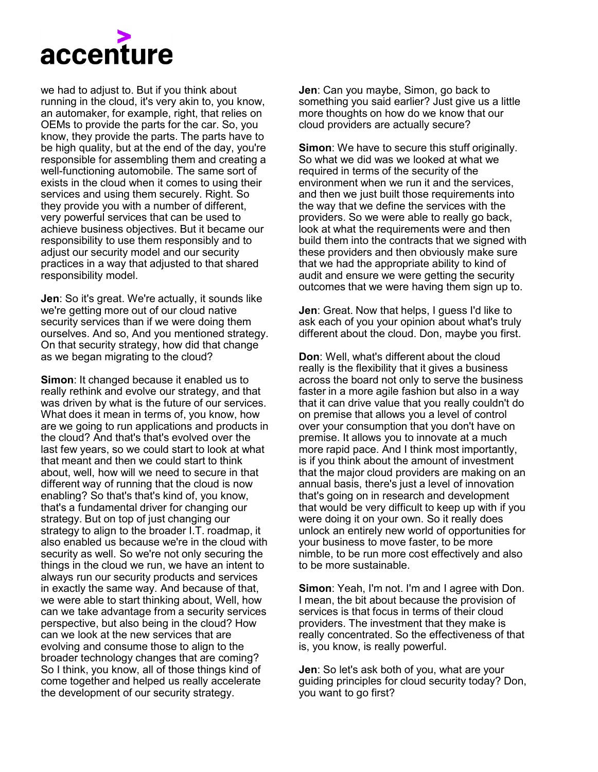we had to adjust to. But if you think about running in the cloud, it's very akin to, you know, an automaker, for example, right, that relies on OEMs to provide the parts for the car. So, you know, they provide the parts. The parts have to be high quality, but at the end of the day, you're responsible for assembling them and creating a well-functioning automobile. The same sort of exists in the cloud when it comes to using their services and using them securely. Right. So they provide you with a number of different, very powerful services that can be used to achieve business objectives. But it became our responsibility to use them responsibly and to adjust our security model and our security practices in a way that adjusted to that shared responsibility model.

**Jen**: So it's great. We're actually, it sounds like we're getting more out of our cloud native security services than if we were doing them ourselves. And so, And you mentioned strategy. On that security strategy, how did that change as we began migrating to the cloud?

**Simon**: It changed because it enabled us to really rethink and evolve our strategy, and that was driven by what is the future of our services. What does it mean in terms of, you know, how are we going to run applications and products in the cloud? And that's that's evolved over the last few years, so we could start to look at what that meant and then we could start to think about, well, how will we need to secure in that different way of running that the cloud is now enabling? So that's that's kind of, you know, that's a fundamental driver for changing our strategy. But on top of just changing our strategy to align to the broader I.T. roadmap, it also enabled us because we're in the cloud with security as well. So we're not only securing the things in the cloud we run, we have an intent to always run our security products and services in exactly the same way. And because of that, we were able to start thinking about, Well, how can we take advantage from a security services perspective, but also being in the cloud? How can we look at the new services that are evolving and consume those to align to the broader technology changes that are coming? So I think, you know, all of those things kind of come together and helped us really accelerate the development of our security strategy.

**Jen**: Can you maybe, Simon, go back to something you said earlier? Just give us a little more thoughts on how do we know that our cloud providers are actually secure?

**Simon**: We have to secure this stuff originally. So what we did was we looked at what we required in terms of the security of the environment when we run it and the services, and then we just built those requirements into the way that we define the services with the providers. So we were able to really go back, look at what the requirements were and then build them into the contracts that we signed with these providers and then obviously make sure that we had the appropriate ability to kind of audit and ensure we were getting the security outcomes that we were having them sign up to.

**Jen**: Great. Now that helps, I guess I'd like to ask each of you your opinion about what's truly different about the cloud. Don, maybe you first.

**Don**: Well, what's different about the cloud really is the flexibility that it gives a business across the board not only to serve the business faster in a more agile fashion but also in a way that it can drive value that you really couldn't do on premise that allows you a level of control over your consumption that you don't have on premise. It allows you to innovate at a much more rapid pace. And I think most importantly, is if you think about the amount of investment that the major cloud providers are making on an annual basis, there's just a level of innovation that's going on in research and development that would be very difficult to keep up with if you were doing it on your own. So it really does unlock an entirely new world of opportunities for your business to move faster, to be more nimble, to be run more cost effectively and also to be more sustainable.

**Simon**: Yeah, I'm not. I'm and I agree with Don. I mean, the bit about because the provision of services is that focus in terms of their cloud providers. The investment that they make is really concentrated. So the effectiveness of that is, you know, is really powerful.

**Jen**: So let's ask both of you, what are your guiding principles for cloud security today? Don, you want to go first?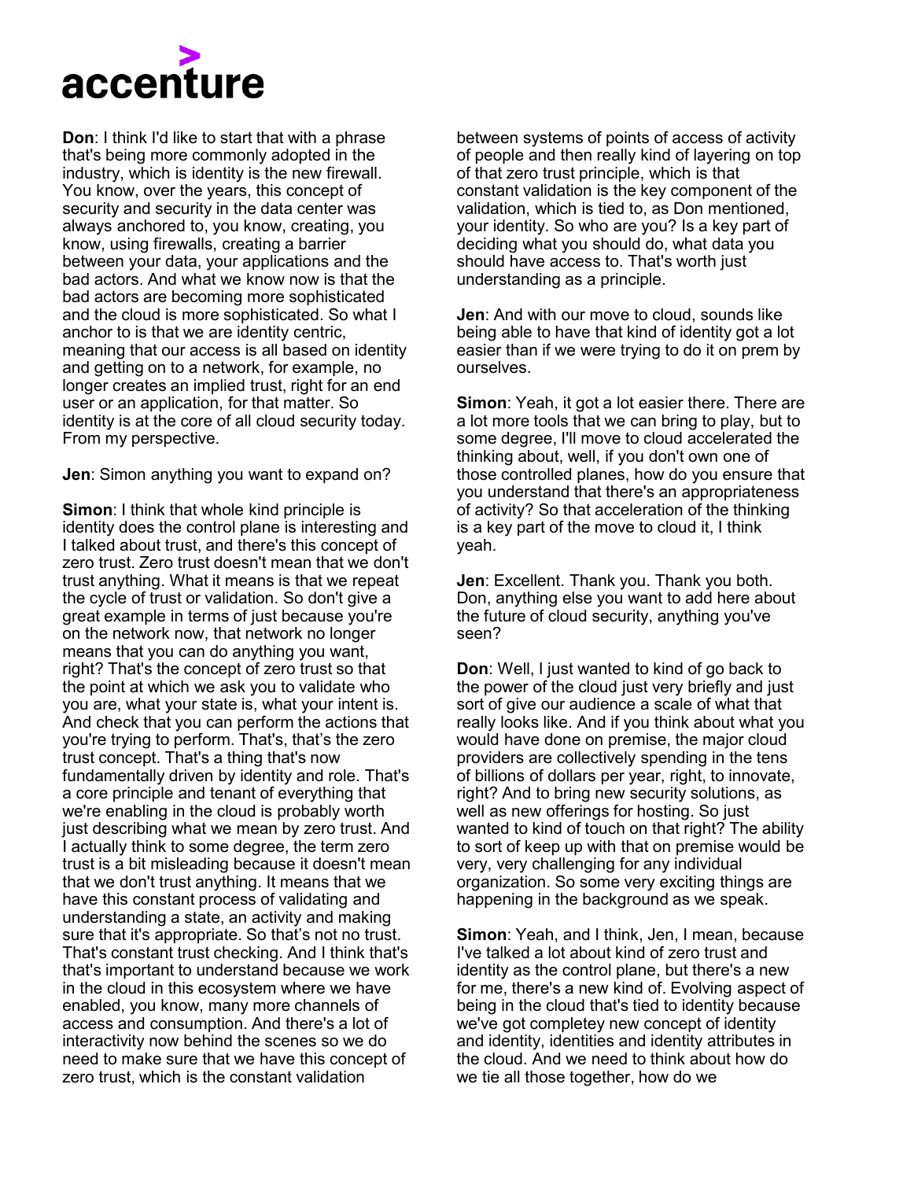**Don**: I think I'd like to start that with a phrase that's being more commonly adopted in the industry, which is identity is the new firewall. You know, over the years, this concept of security and security in the data center was always anchored to, you know, creating, you know, using firewalls, creating a barrier between your data, your applications and the bad actors. And what we know now is that the bad actors are becoming more sophisticated and the cloud is more sophisticated. So what I anchor to is that we are identity centric, meaning that our access is all based on identity and getting on to a network, for example, no longer creates an implied trust, right for an end user or an application, for that matter. So identity is at the core of all cloud security today. From my perspective.

**Jen**: Simon anything you want to expand on?

**Simon**: I think that whole kind principle is identity does the control plane is interesting and I talked about trust, and there's this concept of zero trust. Zero trust doesn't mean that we don't trust anything. What it means is that we repeat the cycle of trust or validation. So don't give a great example in terms of just because you're on the network now, that network no longer means that you can do anything you want, right? That's the concept of zero trust so that the point at which we ask you to validate who you are, what your state is, what your intent is. And check that you can perform the actions that you're trying to perform. That's, that's the zero trust concept. That's a thing that's now fundamentally driven by identity and role. That's a core principle and tenant of everything that we're enabling in the cloud is probably worth just describing what we mean by zero trust. And I actually think to some degree, the term zero trust is a bit misleading because it doesn't mean that we don't trust anything. It means that we have this constant process of validating and understanding a state, an activity and making sure that it's appropriate. So that's not no trust. That's constant trust checking. And I think that's that's important to understand because we work in the cloud in this ecosystem where we have enabled, you know, many more channels of access and consumption. And there's a lot of interactivity now behind the scenes so we do need to make sure that we have this concept of zero trust, which is the constant validation between systems of points of access of activity of people and then really kind of layering on top of that zero trust principle, which is that constant validation is the key component of the validation, which is tied to, as Don mentioned, your identity. So who are you? Is a key part of deciding what you should do, what data you should have access to. That's worth just understanding as a principle.

**Jen**: And with our move to cloud, sounds like being able to have that kind of identity got a lot easier than if we were trying to do it on prem by ourselves.

**Simon**: Yeah, it got a lot easier there. There are a lot more tools that we can bring to play, but to some degree, I'll move to cloud accelerated the thinking about, well, if you don't own one of those controlled planes, how do you ensure that you understand that there's an appropriateness of activity? So that acceleration of the thinking is a key part of the move to cloud it, I think yeah.

**Jen**: Excellent. Thank you. Thank you both. Don, anything else you want to add here about the future of cloud security, anything you've seen?

**Don**: Well, I just wanted to kind of go back to the power of the cloud just very briefly and just sort of give our audience a scale of what that really looks like. And if you think about what you would have done on premise, the major cloud providers are collectively spending in the tens of billions of dollars per year, right, to innovate, right? And to bring new security solutions, as well as new offerings for hosting. So just wanted to kind of touch on that right? The ability to sort of keep up with that on premise would be very, very challenging for any individual organization. So some very exciting things are happening in the background as we speak.

**Simon**: Yeah, and I think, Jen, I mean, because I've talked a lot about kind of zero trust and identity as the control plane, but there's a new for me, there's a new kind of. Evolving aspect of being in the cloud that's tied to identity because we've got completey new concept of identity and identity, identities and identity attributes in the cloud. And we need to think about how do we tie all those together, how do we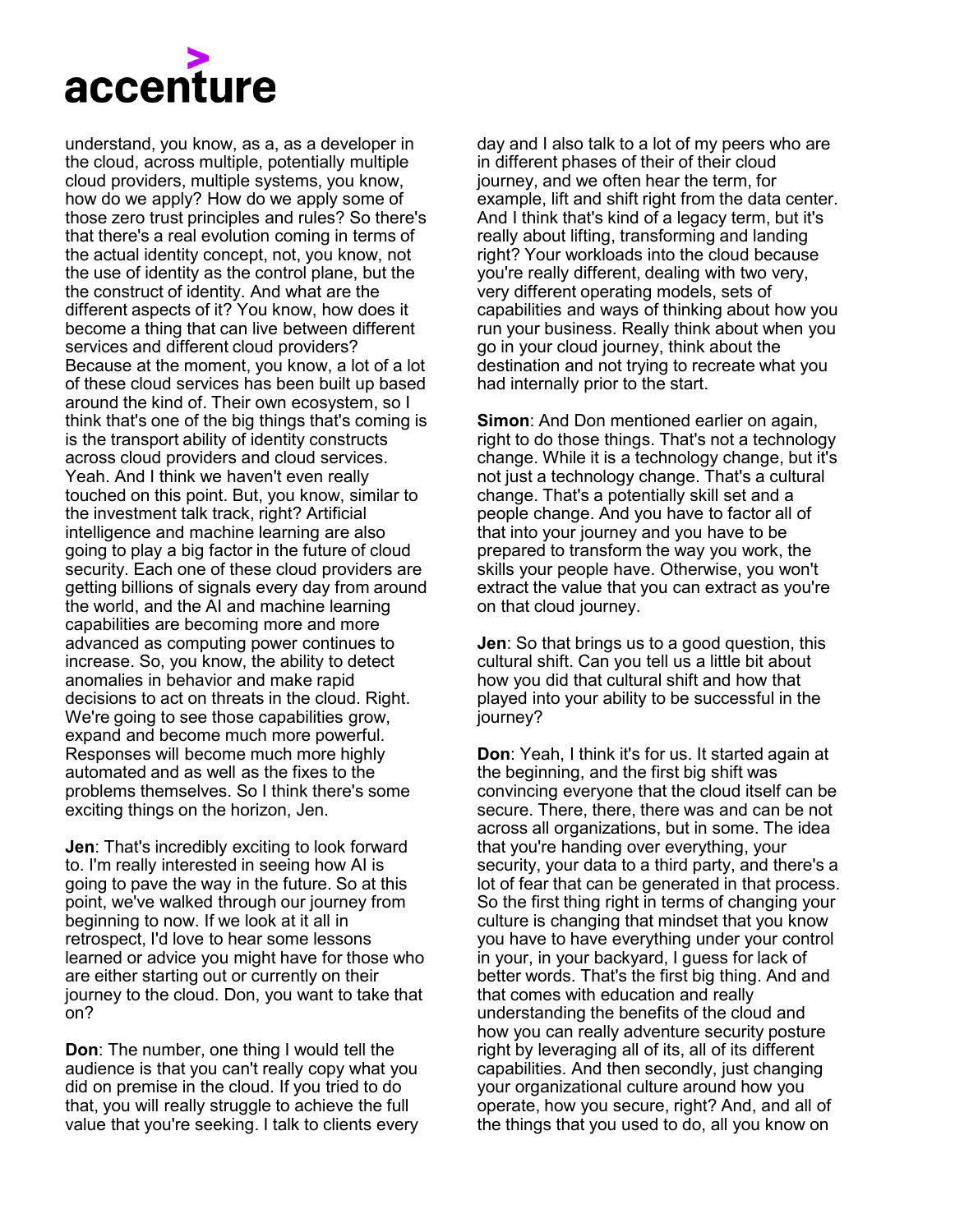understand, you know, as a, as a developer in the cloud, across multiple, potentially multiple cloud providers, multiple systems, you know, how do we apply? How do we apply some of those zero trust principles and rules? So there's that there's a real evolution coming in terms of the actual identity concept, not, you know, not the use of identity as the control plane, but the the construct of identity. And what are the different aspects of it? You know, how does it become a thing that can live between different services and different cloud providers? Because at the moment, you know, a lot of a lot of these cloud services has been built up based around the kind of. Their own ecosystem, so I think that's one of the big things that's coming is is the transport ability of identity constructs across cloud providers and cloud services. Yeah. And I think we haven't even really touched on this point. But, you know, similar to the investment talk track, right? Artificial intelligence and machine learning are also going to play a big factor in the future of cloud security. Each one of these cloud providers are getting billions of signals every day from around the world, and the AI and machine learning capabilities are becoming more and more advanced as computing power continues to increase. So, you know, the ability to detect anomalies in behavior and make rapid decisions to act on threats in the cloud. Right. We're going to see those capabilities grow, expand and become much more powerful. Responses will become much more highly automated and as well as the fixes to the problems themselves. So I think there's some exciting things on the horizon, Jen.

**Jen**: That's incredibly exciting to look forward to. I'm really interested in seeing how AI is going to pave the way in the future. So at this point, we've walked through our journey from beginning to now. If we look at it all in retrospect, I'd love to hear some lessons learned or advice you might have for those who are either starting out or currently on their journey to the cloud. Don, you want to take that on?

**Don**: The number, one thing I would tell the audience is that you can't really copy what you did on premise in the cloud. If you tried to do that, you will really struggle to achieve the full value that you're seeking. I talk to clients every day and I also talk to a lot of my peers who are in different phases of their of their cloud journey, and we often hear the term, for example, lift and shift right from the data center. And I think that's kind of a legacy term, but it's really about lifting, transforming and landing right? Your workloads into the cloud because you're really different, dealing with two very, very different operating models, sets of capabilities and ways of thinking about how you run your business. Really think about when you go in your cloud journey, think about the destination and not trying to recreate what you had internally prior to the start.

**Simon**: And Don mentioned earlier on again, right to do those things. That's not a technology change. While it is a technology change, but it's not just a technology change. That's a cultural change. That's a potentially skill set and a people change. And you have to factor all of that into your journey and you have to be prepared to transform the way you work, the skills your people have. Otherwise, you won't extract the value that you can extract as you're on that cloud journey.

**Jen**: So that brings us to a good question, this cultural shift. Can you tell us a little bit about how you did that cultural shift and how that played into your ability to be successful in the journey?

**Don**: Yeah, I think it's for us. It started again at the beginning, and the first big shift was convincing everyone that the cloud itself can be secure. There, there, there was and can be not across all organizations, but in some. The idea that you're handing over everything, your security, your data to a third party, and there's a lot of fear that can be generated in that process. So the first thing right in terms of changing your culture is changing that mindset that you know you have to have everything under your control in your, in your backyard, I guess for lack of better words. That's the first big thing. And and that comes with education and really understanding the benefits of the cloud and how you can really adventure security posture right by leveraging all of its, all of its different capabilities. And then secondly, just changing your organizational culture around how you operate, how you secure, right? And, and all of the things that you used to do, all you know on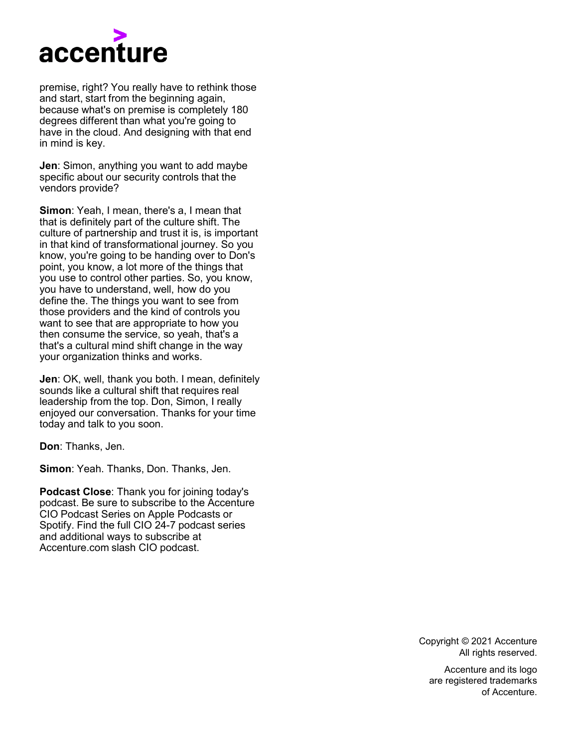premise, right? You really have to rethink those and start, start from the beginning again, because what's on premise is completely 180 degrees different than what you're going to have in the cloud. And designing with that end in mind is key.

**Jen**: Simon, anything you want to add maybe specific about our security controls that the vendors provide?

**Simon**: Yeah, I mean, there's a, I mean that that is definitely part of the culture shift. The culture of partnership and trust it is, is important in that kind of transformational journey. So you know, you're going to be handing over to Don's point, you know, a lot more of the things that you use to control other parties. So, you know, you have to understand, well, how do you define the. The things you want to see from those providers and the kind of controls you want to see that are appropriate to how you then consume the service, so yeah, that's a that's a cultural mind shift change in the way your organization thinks and works.

**Jen**: OK, well, thank you both. I mean, definitely sounds like a cultural shift that requires real leadership from the top. Don, Simon, I really enjoyed our conversation. Thanks for your time today and talk to you soon.

**Don**: Thanks, Jen.

**Simon**: Yeah. Thanks, Don. Thanks, Jen.

**Podcast Close**: Thank you for joining today's podcast. Be sure to subscribe to the Accenture CIO Podcast Series on Apple Podcasts or Spotify. Find the full CIO 24-7 podcast series and additional ways to subscribe at Accenture.com slash CIO podcast.

Copyright © 2021 Accenture
All rights reserved.

Accenture and its logo are registered trademarks of Accenture.